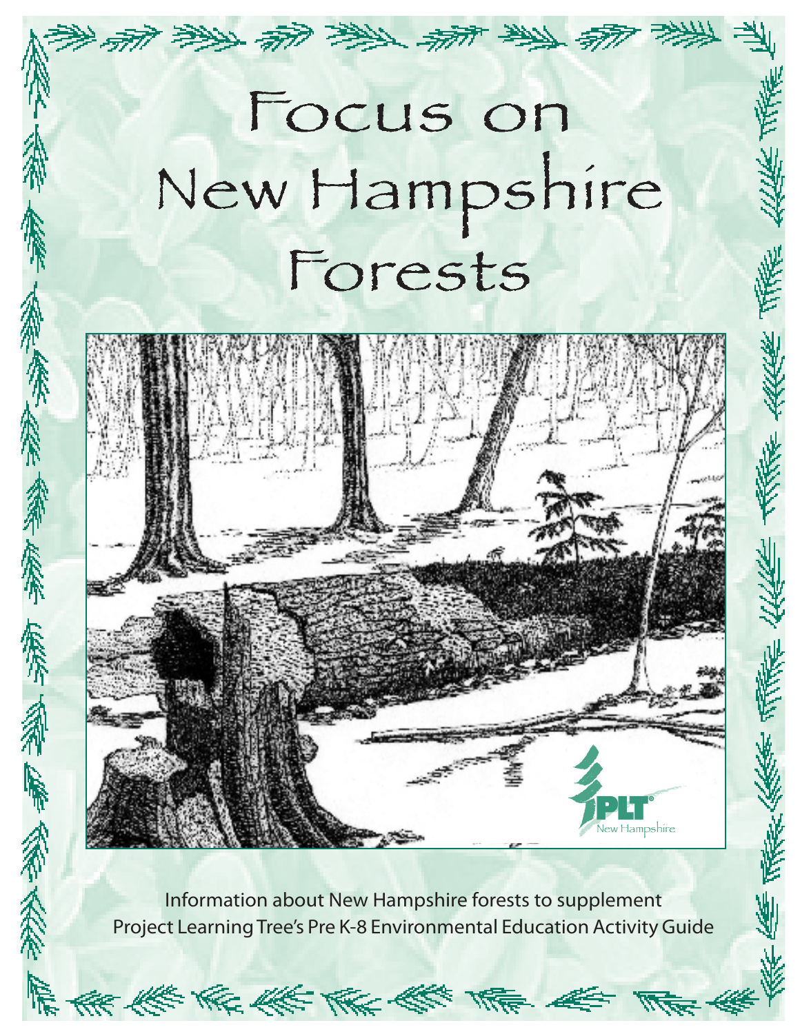# Focus on New Hampshire Forests

Information about New Hampshire forests to supplement Project Learning Tree's Pre K-8 Environmental Education Activity Guide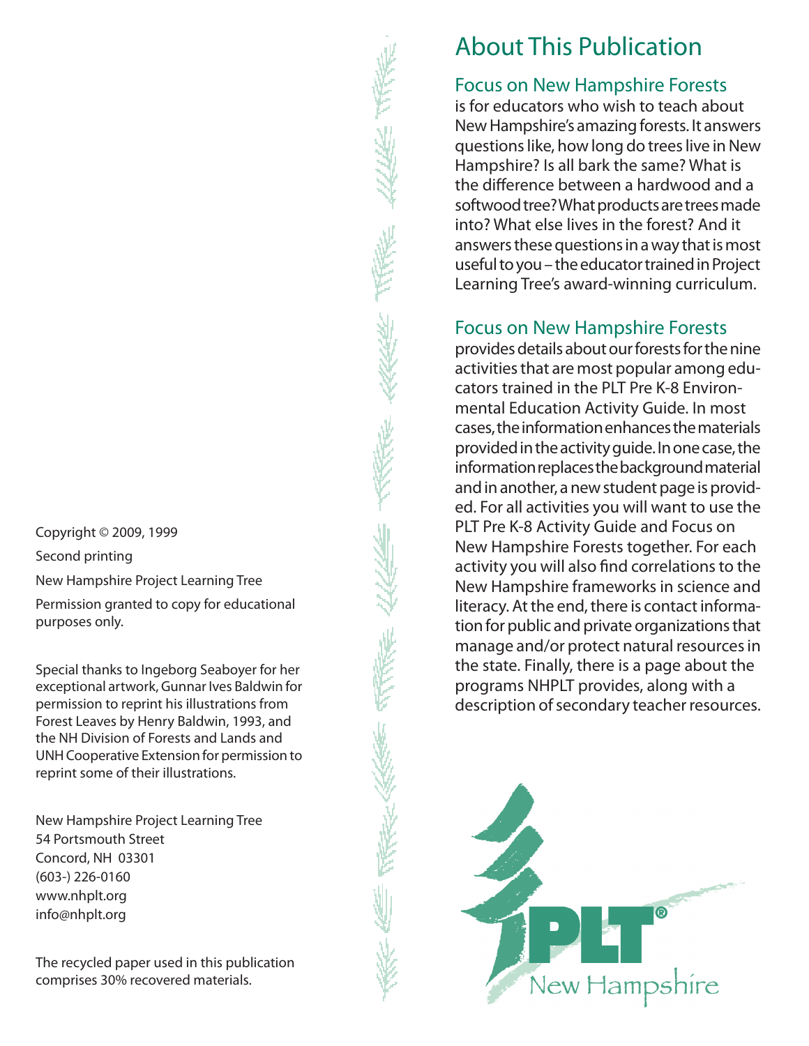# About This Publication

## Focus on New Hampshire Forests

is for educators who wish to teach about New Hampshire's amazing forests. It answers questions like, how long do trees live in New Hampshire? Is all bark the same? What is the difference between a hardwood and a softwood tree? What products are trees made into? What else lives in the forest? And it answers these questions in a way that is most useful to you – the educator trained in Project Learning Tree's award-winning curriculum.

## Focus on New Hampshire Forests

provides details about our forests for the nine activities that are most popular among educators trained in the PLT Pre K-8 Environmental Education Activity Guide. In most cases, the information enhances the materials provided in the activity guide. In one case, the information replaces the background material and in another, a new student page is provided. For all activities you will want to use the PLT Pre K-8 Activity Guide and Focus on New Hampshire Forests together. For each activity you will also find correlations to the New Hampshire frameworks in science and literacy. At the end, there is contact information for public and private organizations that manage and/or protect natural resources in the state. Finally, there is a page about the programs NHPLT provides, along with a description of secondary teacher resources.

Copyright © 2009, 1999

Second printing

New Hampshire Project Learning Tree

Permission granted to copy for educational purposes only.

Special thanks to Ingeborg Seaboyer for her exceptional artwork, Gunnar Ives Baldwin for permission to reprint his illustrations from Forest Leaves by Henry Baldwin, 1993, and the NH Division of Forests and Lands and UNH Cooperative Extension for permission to reprint some of their illustrations.

New Hampshire Project Learning Tree
54 Portsmouth Street
Concord, NH 03301
(603-) 226-0160
www.nhplt.org
info@nhplt.org

The recycled paper used in this publication comprises 30% recovered materials.

PLT® New Hampshire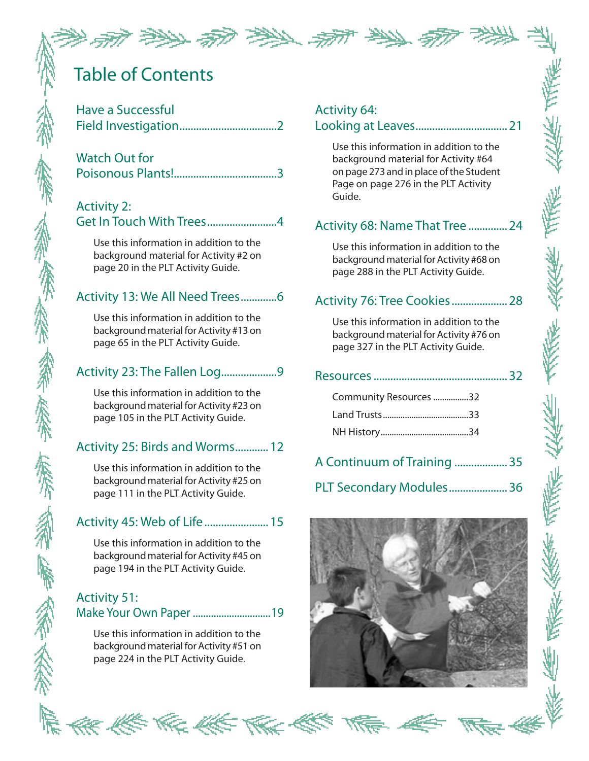# Table of Contents

Have a Successful Field Investigation....2

Watch Out for Poisonous Plants!....3

Activity 2: Get In Touch With Trees....4

Use this information in addition to the background material for Activity #2 on page 20 in the PLT Activity Guide.

Activity 13: We All Need Trees....6

Use this information in addition to the background material for Activity #13 on page 65 in the PLT Activity Guide.

Activity 23: The Fallen Log....9

Use this information in addition to the background material for Activity #23 on page 105 in the PLT Activity Guide.

Activity 25: Birds and Worms....12

Use this information in addition to the background material for Activity #25 on page 111 in the PLT Activity Guide.

Activity 45: Web of Life....15

Use this information in addition to the background material for Activity #45 on page 194 in the PLT Activity Guide.

Activity 51: Make Your Own Paper....19

Use this information in addition to the background material for Activity #51 on page 224 in the PLT Activity Guide.

Activity 64: Looking at Leaves....21

Use this information in addition to the background material for Activity #64 on page 273 and in place of the Student Page on page 276 in the PLT Activity Guide.

Activity 68: Name That Tree....24

Use this information in addition to the background material for Activity #68 on page 288 in the PLT Activity Guide.

Activity 76: Tree Cookies....28

Use this information in addition to the background material for Activity #76 on page 327 in the PLT Activity Guide.

Resources....32

- Community Resources....32
- Land Trusts....33
- NH History....34

A Continuum of Training....35

PLT Secondary Modules....36